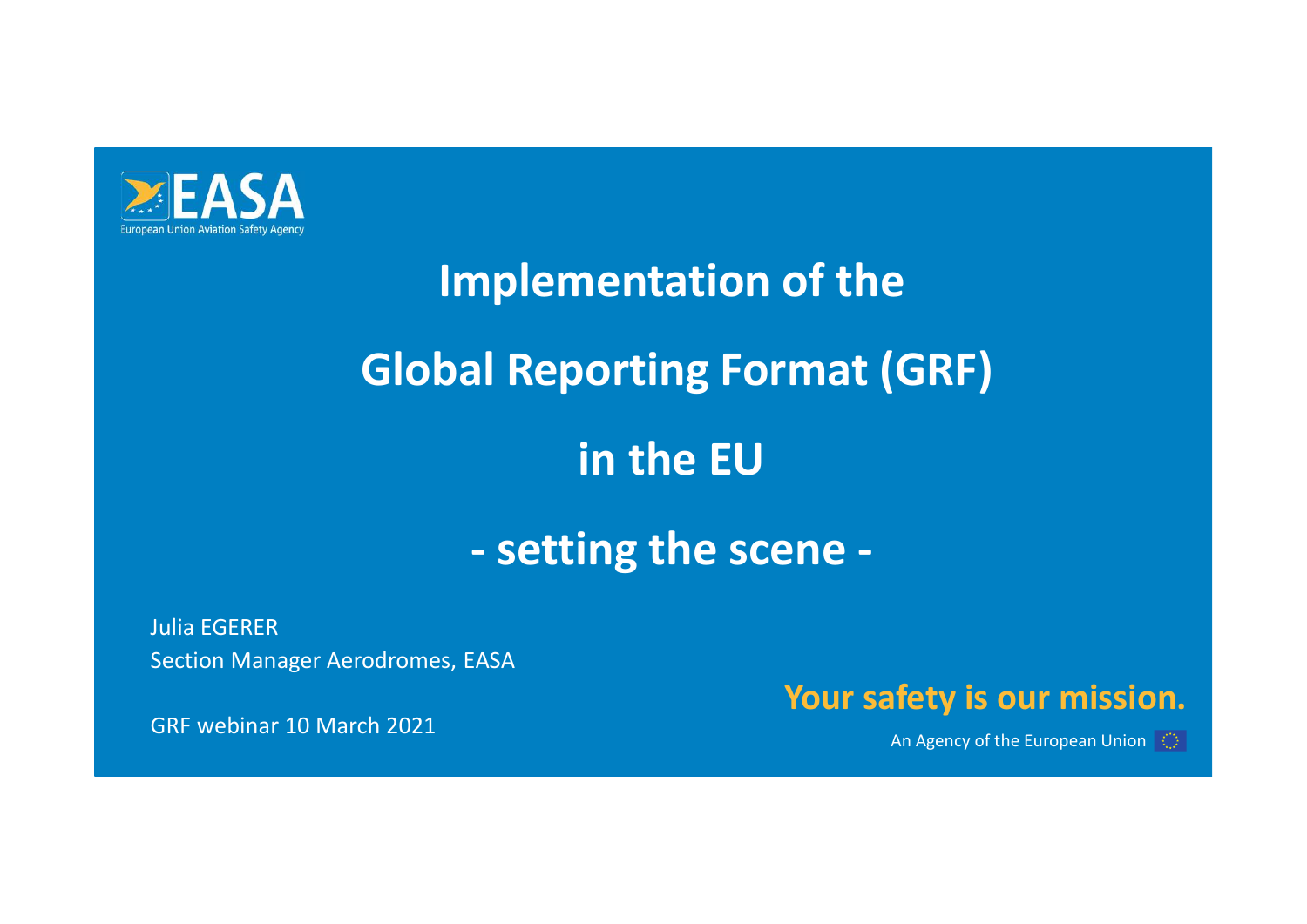EASA

European Union Aviation Safety Agency

# Implementation of the Global Reporting Format (GRF) in the EU

## - setting the scene -

Julia EGERER

Section Manager Aerodromes, EASA

GRF webinar 10 March 2021

**Your safety is our mission.**

An Agency of the European Union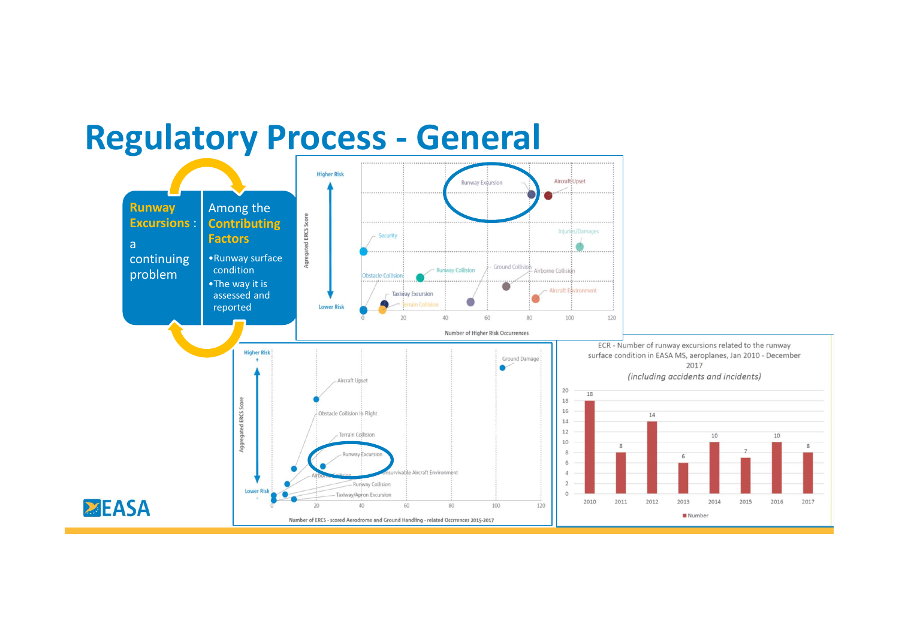# Regulatory Process - General

**Runway Excursions** : a continuing problem

Among the **Contributing Factors**

- Runway surface condition
- The way it is assessed and reported

Higher Risk
Lower Risk
Agregated ERCS Score
Runway Excursion
Aircraft Upset
Security
Injuries/Damages
Obstacle Collision
Runway Collision
Ground Collision
Airborne Collision
Taxiway Excursion
Terrain Collision
Aircraft Environment
0 20 40 60 80 100 120
Number of Higher Risk Occurrences

Higher Risk
Lower Risk
Aggregated ERCS Score
Ground Damage
Aircraft Upset
Obstacle Collision in Flight
Terrain Collision
Runway Excursion
Airborne Collision
Unsurvivable Aircraft Environment
Runway Collision
Taxiway/Apron Excursion
0 20 40 60 80 100 120
Number of ERCS - scored Aerodrome and Ground Handling - related Occrrences 2015-2017

ECR - Number of runway excursions related to the runway surface condition in EASA MS, aeroplanes, Jan 2010 - December 2017

*(including accidents and incidents)*

0 2 4 6 8 10 12 14 16 18 20
18 8 14 6 10 7 10 8
2010 2011 2012 2013 2014 2015 2016 2017
Number

EASA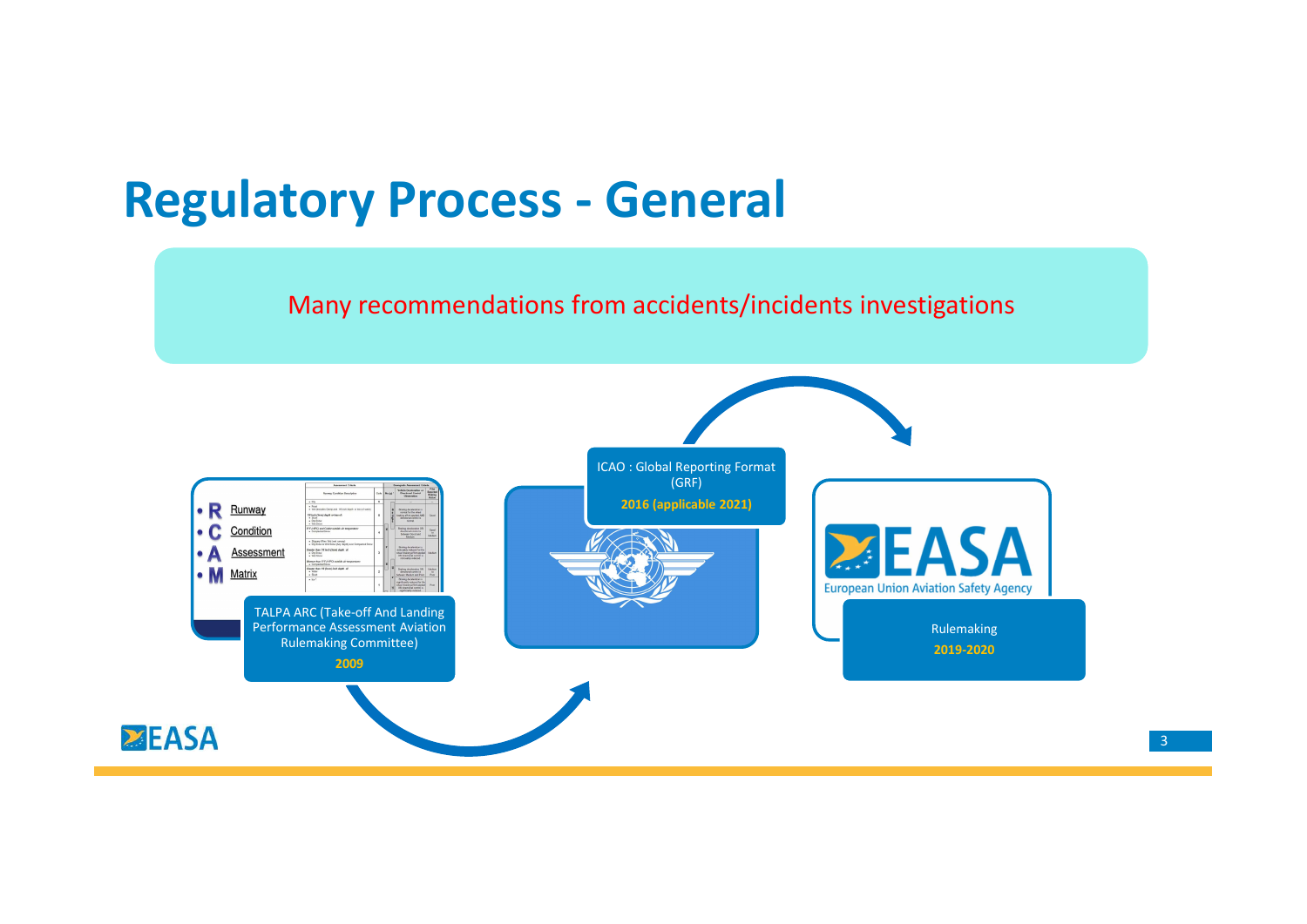# Regulatory Process - General

Many recommendations from accidents/incidents investigations

- R Runway
- C Condition
- A Assessment
- M Matrix

TALPA ARC (Take-off And Landing Performance Assessment Aviation Rulemaking Committee)

**2009**

ICAO : Global Reporting Format (GRF)

**2016 (applicable 2021)**

EASA

European Union Aviation Safety Agency

Rulemaking

**2019-2020**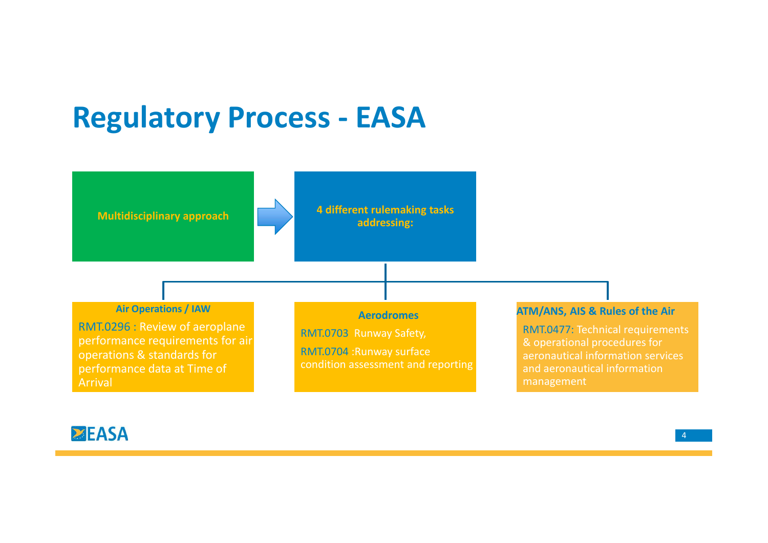# Regulatory Process - EASA

**Multidisciplinary approach** → **4 different rulemaking tasks addressing:**

### Air Operations / IAW

RMT.0296 : Review of aeroplane performance requirements for air operations & standards for performance data at Time of Arrival

### Aerodromes

RMT.0703 Runway Safety,

RMT.0704 :Runway surface condition assessment and reporting

### ATM/ANS, AIS & Rules of the Air

RMT.0477: Technical requirements & operational procedures for aeronautical information services and aeronautical information management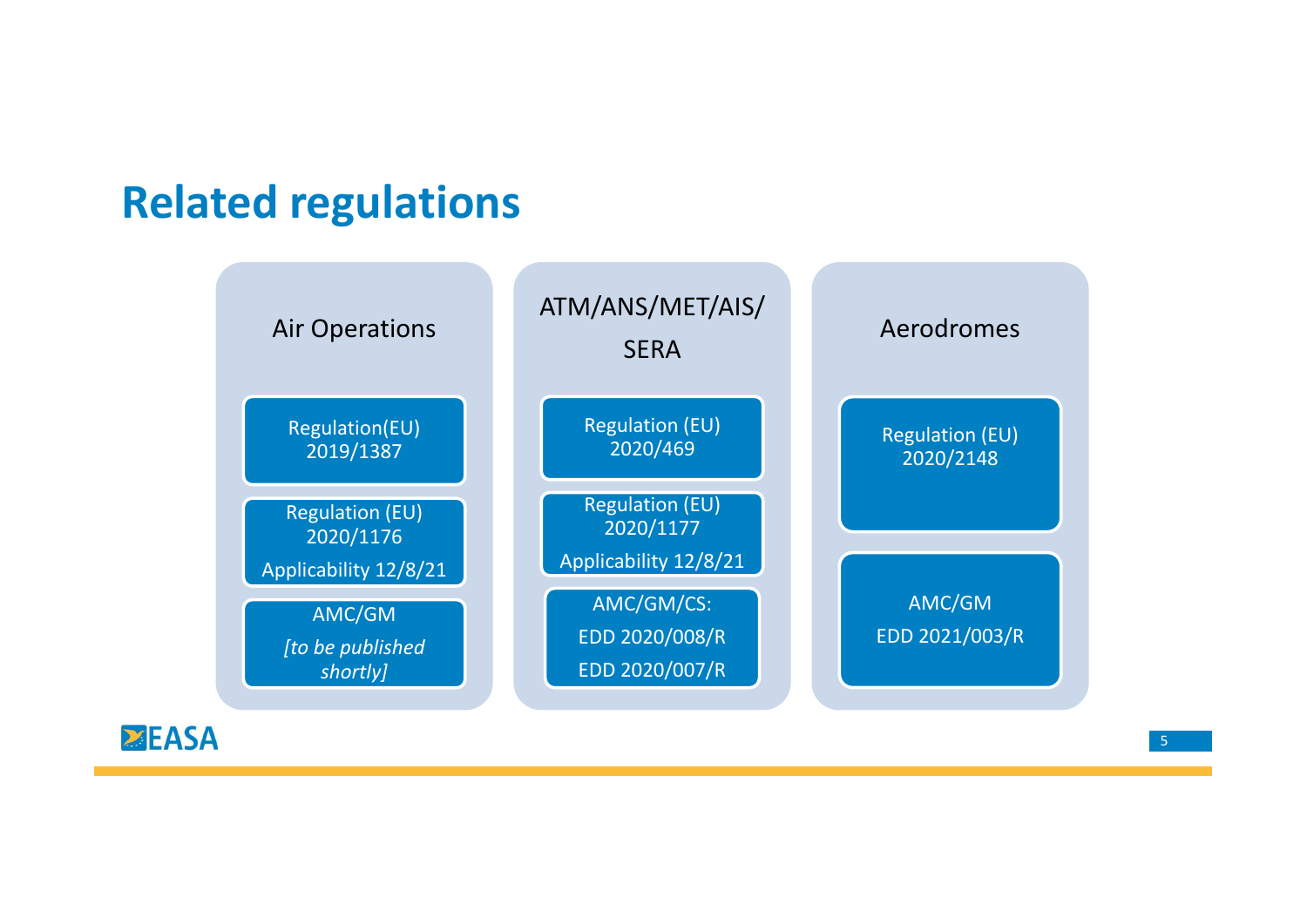# Related regulations

## Air Operations

- Regulation(EU) 2019/1387
- Regulation (EU) 2020/1176
  Applicability 12/8/21
- AMC/GM
  *[to be published shortly]*

## ATM/ANS/MET/AIS/SERA

- Regulation (EU) 2020/469
- Regulation (EU) 2020/1177
  Applicability 12/8/21
- AMC/GM/CS:
  EDD 2020/008/R
  EDD 2020/007/R

## Aerodromes

- Regulation (EU) 2020/2148
- AMC/GM
  EDD 2021/003/R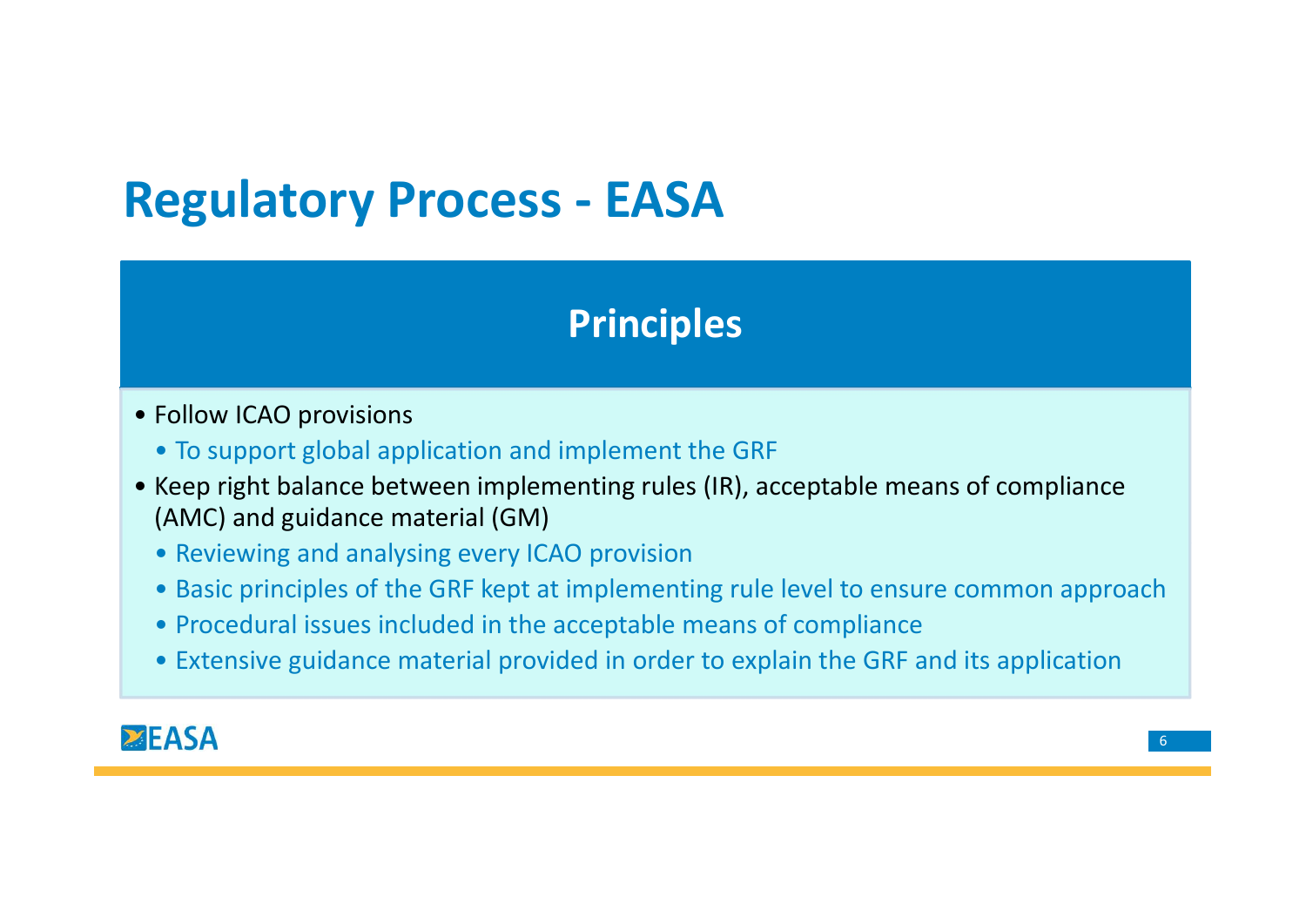# Regulatory Process - EASA

## Principles

- Follow ICAO provisions
  - To support global application and implement the GRF
- Keep right balance between implementing rules (IR), acceptable means of compliance (AMC) and guidance material (GM)
  - Reviewing and analysing every ICAO provision
  - Basic principles of the GRF kept at implementing rule level to ensure common approach
  - Procedural issues included in the acceptable means of compliance
  - Extensive guidance material provided in order to explain the GRF and its application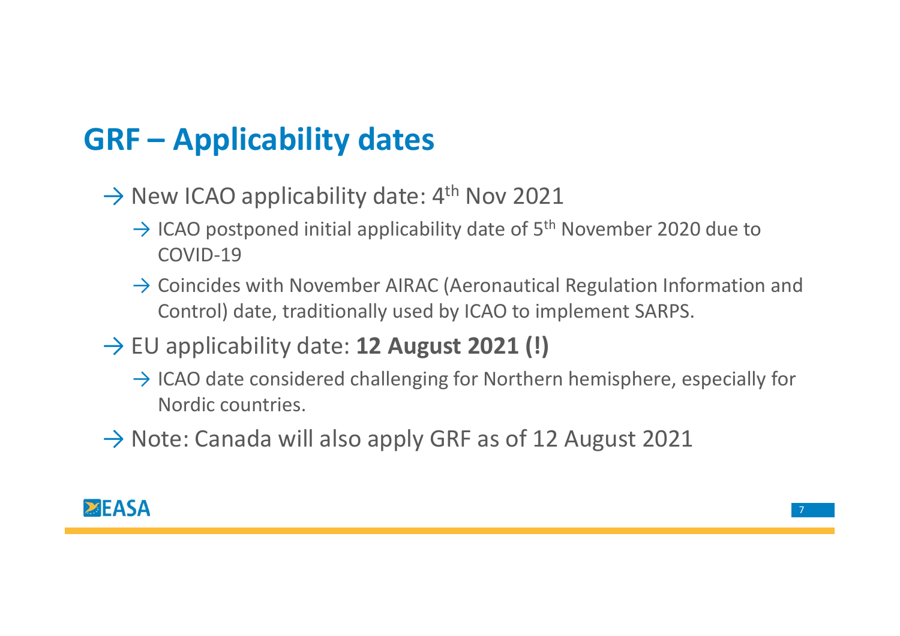# GRF – Applicability dates

- → New ICAO applicability date: 4th Nov 2021
  - → ICAO postponed initial applicability date of 5th November 2020 due to COVID-19
  - → Coincides with November AIRAC (Aeronautical Regulation Information and Control) date, traditionally used by ICAO to implement SARPS.
- → EU applicability date: **12 August 2021 (!)**
  - → ICAO date considered challenging for Northern hemisphere, especially for Nordic countries.
- → Note: Canada will also apply GRF as of 12 August 2021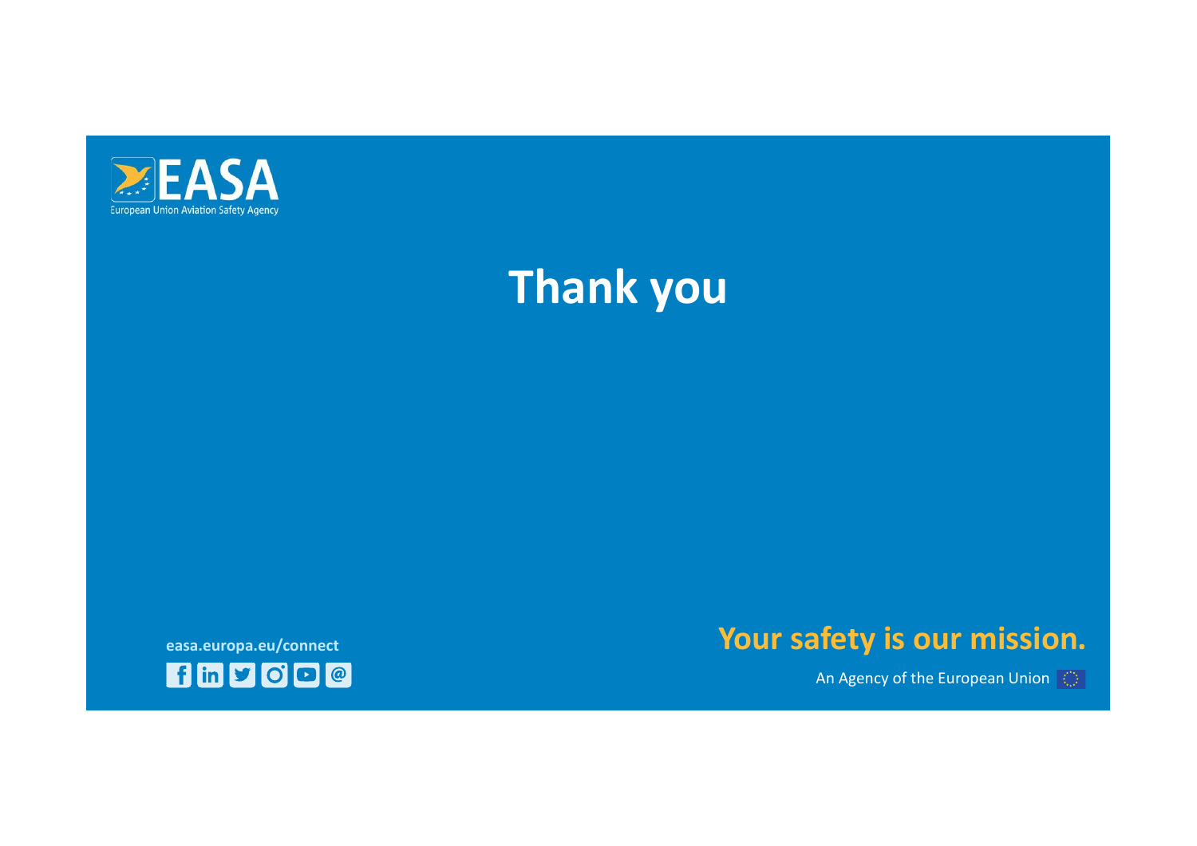EASA

European Union Aviation Safety Agency

# Thank you

easa.europa.eu/connect

**Your safety is our mission.**

An Agency of the European Union